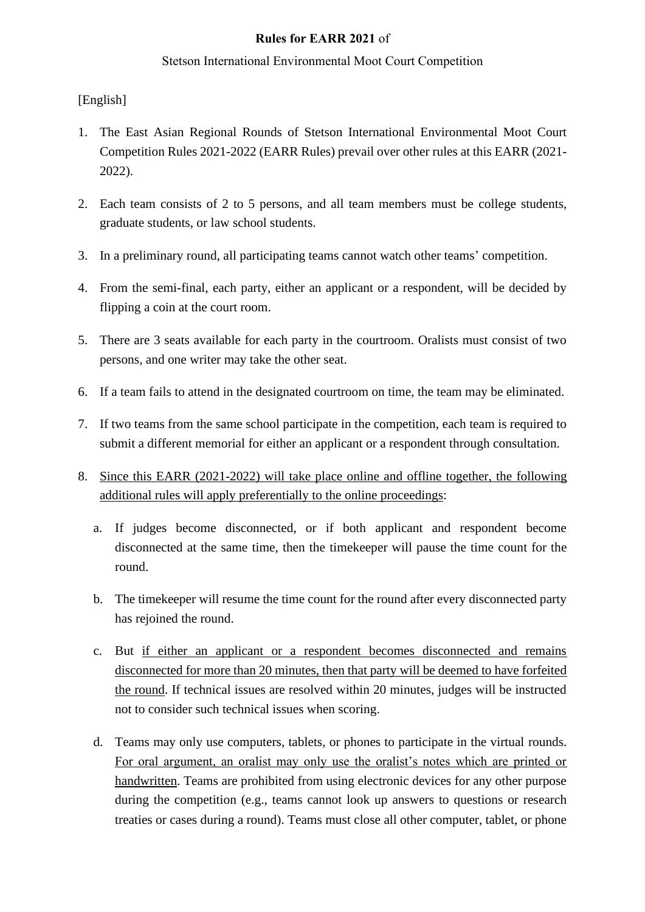**Rules for EARR 2021** of

Stetson International Environmental Moot Court Competition

[English]

1. The East Asian Regional Rounds of Stetson International Environmental Moot Court Competition Rules 2021-2022 (EARR Rules) prevail over other rules at this EARR (2021-2022).

2. Each team consists of 2 to 5 persons, and all team members must be college students, graduate students, or law school students.

3. In a preliminary round, all participating teams cannot watch other teams' competition.

4. From the semi-final, each party, either an applicant or a respondent, will be decided by flipping a coin at the court room.

5. There are 3 seats available for each party in the courtroom. Oralists must consist of two persons, and one writer may take the other seat.

6. If a team fails to attend in the designated courtroom on time, the team may be eliminated.

7. If two teams from the same school participate in the competition, each team is required to submit a different memorial for either an applicant or a respondent through consultation.

8. <u>Since this EARR (2021-2022) will take place online and offline together, the following additional rules will apply preferentially to the online proceedings</u>:

   a. If judges become disconnected, or if both applicant and respondent become disconnected at the same time, then the timekeeper will pause the time count for the round.

   b. The timekeeper will resume the time count for the round after every disconnected party has rejoined the round.

   c. But <u>if either an applicant or a respondent becomes disconnected and remains disconnected for more than 20 minutes, then that party will be deemed to have forfeited the round</u>. If technical issues are resolved within 20 minutes, judges will be instructed not to consider such technical issues when scoring.

   d. Teams may only use computers, tablets, or phones to participate in the virtual rounds. <u>For oral argument, an oralist may only use the oralist's notes which are printed or handwritten</u>. Teams are prohibited from using electronic devices for any other purpose during the competition (e.g., teams cannot look up answers to questions or research treaties or cases during a round). Teams must close all other computer, tablet, or phone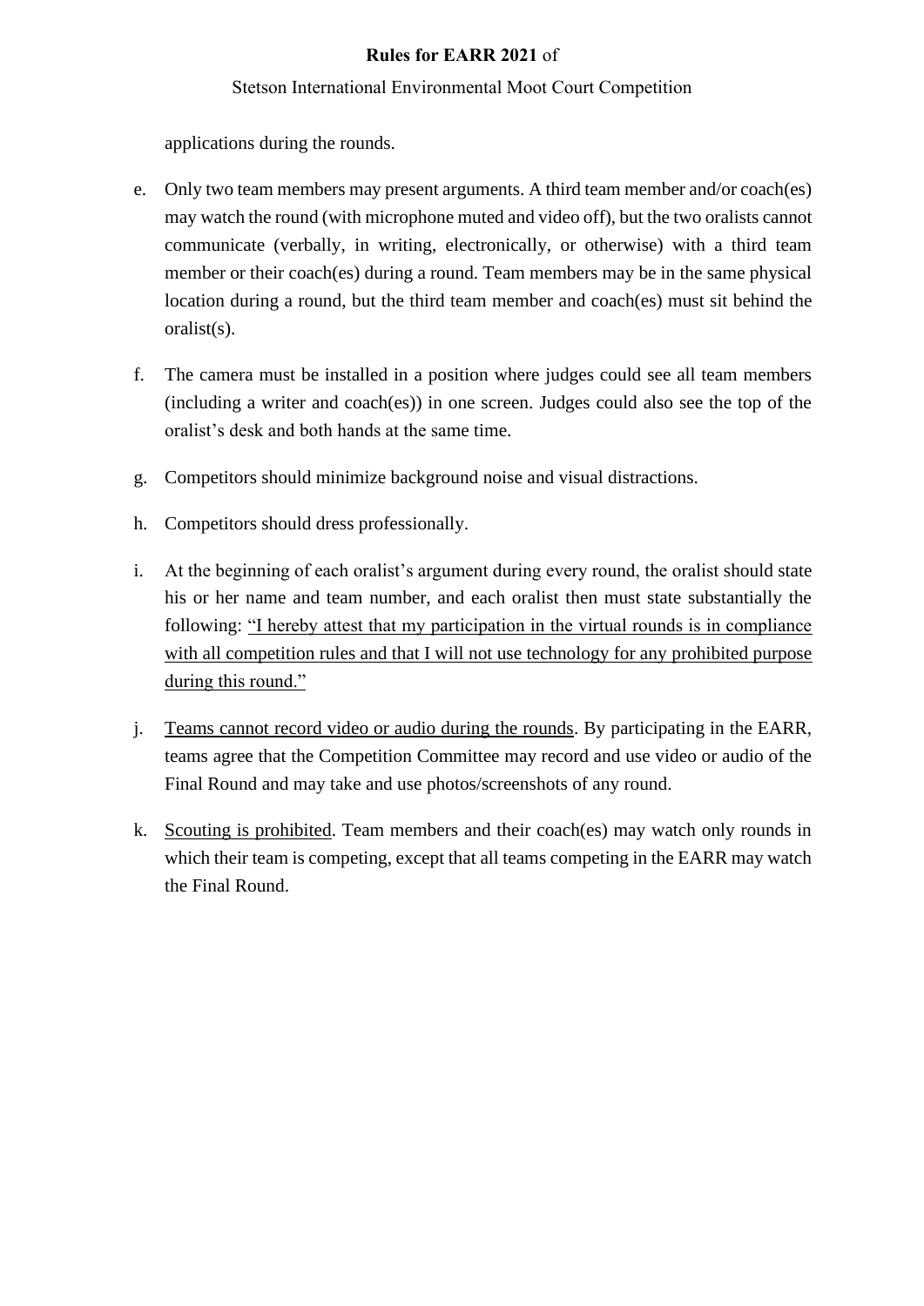applications during the rounds.

e. Only two team members may present arguments. A third team member and/or coach(es) may watch the round (with microphone muted and video off), but the two oralists cannot communicate (verbally, in writing, electronically, or otherwise) with a third team member or their coach(es) during a round. Team members may be in the same physical location during a round, but the third team member and coach(es) must sit behind the oralist(s).

f. The camera must be installed in a position where judges could see all team members (including a writer and coach(es)) in one screen. Judges could also see the top of the oralist's desk and both hands at the same time.

g. Competitors should minimize background noise and visual distractions.

h. Competitors should dress professionally.

i. At the beginning of each oralist's argument during every round, the oralist should state his or her name and team number, and each oralist then must state substantially the following: <u>"I hereby attest that my participation in the virtual rounds is in compliance with all competition rules and that I will not use technology for any prohibited purpose during this round."</u>

j. <u>Teams cannot record video or audio during the rounds</u>. By participating in the EARR, teams agree that the Competition Committee may record and use video or audio of the Final Round and may take and use photos/screenshots of any round.

k. <u>Scouting is prohibited</u>. Team members and their coach(es) may watch only rounds in which their team is competing, except that all teams competing in the EARR may watch the Final Round.